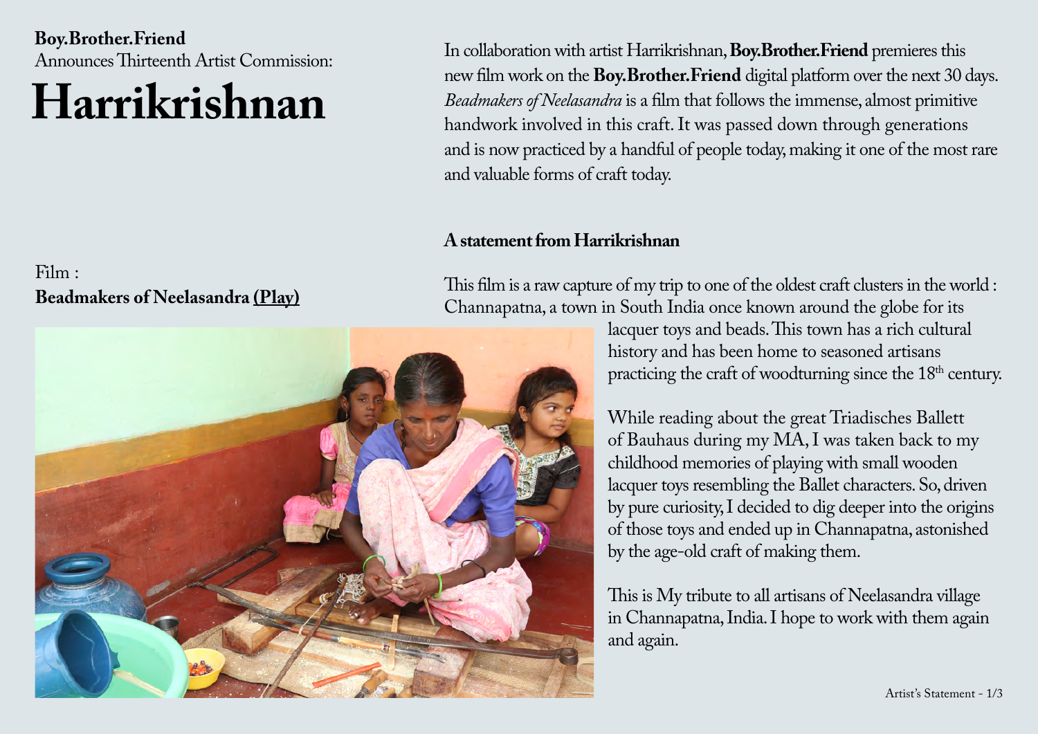**Boy.Brother.Friend**
Announces Thirteenth Artist Commission:

# Harrikrishnan

In collaboration with artist Harrikrishnan, **Boy.Brother.Friend** premieres this new film work on the **Boy.Brother.Friend** digital platform over the next 30 days. *Beadmakers of Neelasandra* is a film that follows the immense, almost primitive handwork involved in this craft. It was passed down through generations and is now practiced by a handful of people today, making it one of the most rare and valuable forms of craft today.

Film :
**Beadmakers of Neelasandra (Play)**

## A statement from Harrikrishnan

This film is a raw capture of my trip to one of the oldest craft clusters in the world : Channapatna, a town in South India once known around the globe for its lacquer toys and beads. This town has a rich cultural history and has been home to seasoned artisans practicing the craft of woodturning since the 18th century.

While reading about the great Triadisches Ballett of Bauhaus during my MA, I was taken back to my childhood memories of playing with small wooden lacquer toys resembling the Ballet characters. So, driven by pure curiosity, I decided to dig deeper into the origins of those toys and ended up in Channapatna, astonished by the age-old craft of making them.

This is My tribute to all artisans of Neelasandra village in Channapatna, India. I hope to work with them again and again.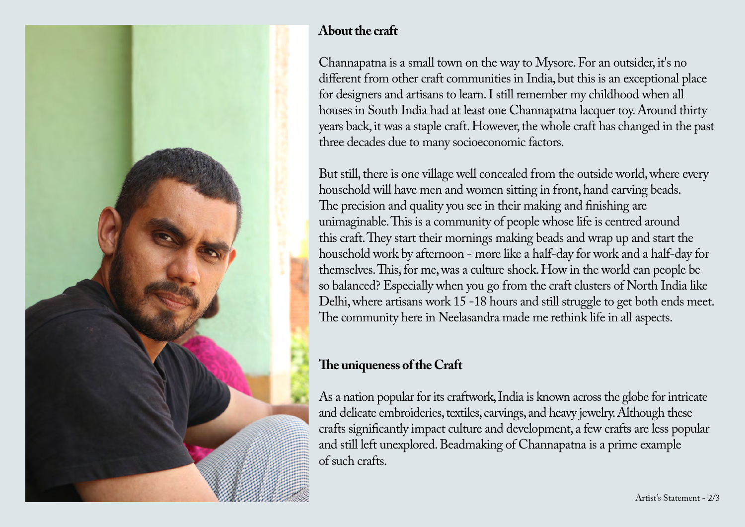## About the craft

Channapatna is a small town on the way to Mysore. For an outsider, it's no different from other craft communities in India, but this is an exceptional place for designers and artisans to learn. I still remember my childhood when all houses in South India had at least one Channapatna lacquer toy. Around thirty years back, it was a staple craft. However, the whole craft has changed in the past three decades due to many socioeconomic factors.

But still, there is one village well concealed from the outside world, where every household will have men and women sitting in front, hand carving beads. The precision and quality you see in their making and finishing are unimaginable. This is a community of people whose life is centred around this craft. They start their mornings making beads and wrap up and start the household work by afternoon - more like a half-day for work and a half-day for themselves. This, for me, was a culture shock. How in the world can people be so balanced? Especially when you go from the craft clusters of North India like Delhi, where artisans work 15 -18 hours and still struggle to get both ends meet. The community here in Neelasandra made me rethink life in all aspects.

## The uniqueness of the Craft

As a nation popular for its craftwork, India is known across the globe for intricate and delicate embroideries, textiles, carvings, and heavy jewelry. Although these crafts significantly impact culture and development, a few crafts are less popular and still left unexplored. Beadmaking of Channapatna is a prime example of such crafts.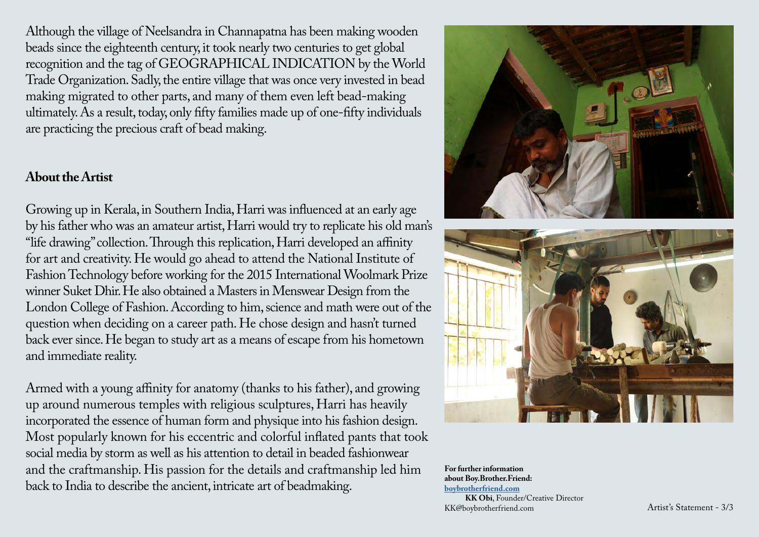Although the village of Neelsandra in Channapatna has been making wooden beads since the eighteenth century, it took nearly two centuries to get global recognition and the tag of GEOGRAPHICAL INDICATION by the World Trade Organization. Sadly, the entire village that was once very invested in bead making migrated to other parts, and many of them even left bead-making ultimately. As a result, today, only fifty families made up of one-fifty individuals are practicing the precious craft of bead making.

## About the Artist

Growing up in Kerala, in Southern India, Harri was influenced at an early age by his father who was an amateur artist, Harri would try to replicate his old man's "life drawing" collection. Through this replication, Harri developed an affinity for art and creativity. He would go ahead to attend the National Institute of Fashion Technology before working for the 2015 International Woolmark Prize winner Suket Dhir. He also obtained a Masters in Menswear Design from the London College of Fashion. According to him, science and math were out of the question when deciding on a career path. He chose design and hasn't turned back ever since. He began to study art as a means of escape from his hometown and immediate reality.

Armed with a young affinity for anatomy (thanks to his father), and growing up around numerous temples with religious sculptures, Harri has heavily incorporated the essence of human form and physique into his fashion design. Most popularly known for his eccentric and colorful inflated pants that took social media by storm as well as his attention to detail in beaded fashionwear and the craftmanship. His passion for the details and craftmanship led him back to India to describe the ancient, intricate art of beadmaking.

**For further information about Boy.Brother.Friend:**
**boybrotherfriend.com**
**KK Obi**, Founder/Creative Director
KK@boybrotherfriend.com

Artist's Statement - 3/3